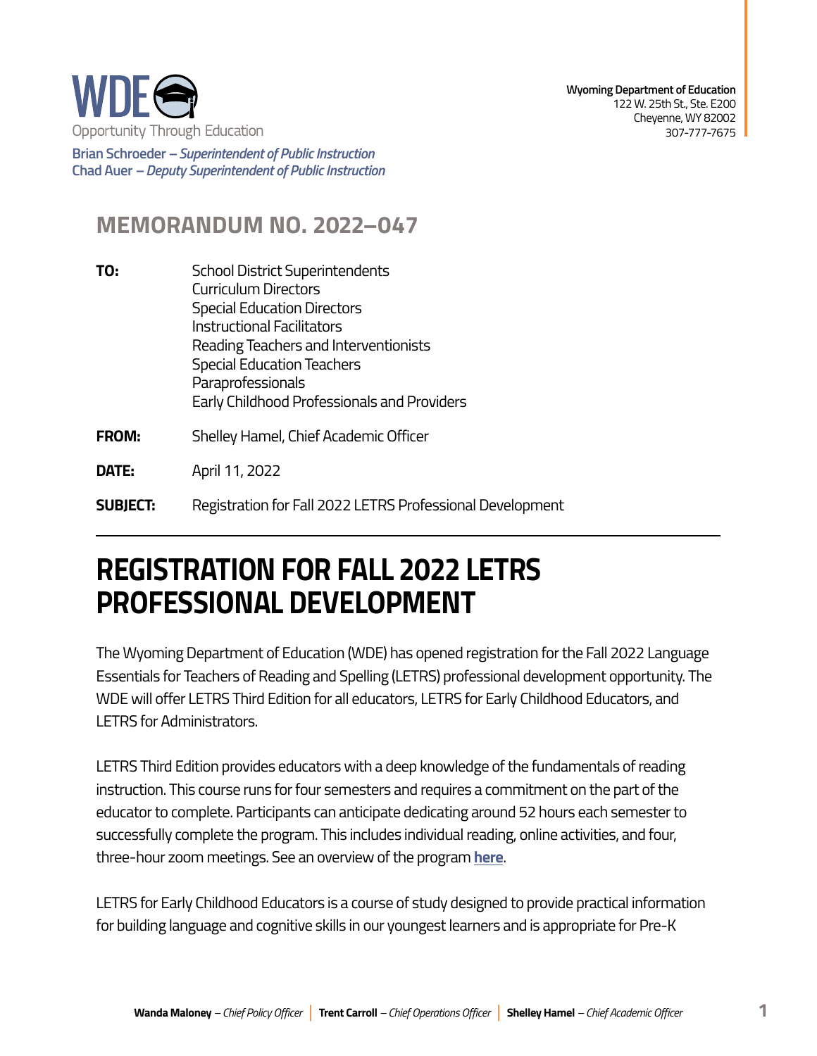WDE
Opportunity Through Education

**Brian Schroeder** – *Superintendent of Public Instruction*
**Chad Auer** – *Deputy Superintendent of Public Instruction*

**Wyoming Department of Education**
122 W. 25th St., Ste. E200
Cheyenne, WY 82002
307-777-7675

## MEMORANDUM NO. 2022–047

**TO:** School District Superintendents
Curriculum Directors
Special Education Directors
Instructional Facilitators
Reading Teachers and Interventionists
Special Education Teachers
Paraprofessionals
Early Childhood Professionals and Providers

**FROM:** Shelley Hamel, Chief Academic Officer

**DATE:** April 11, 2022

**SUBJECT:** Registration for Fall 2022 LETRS Professional Development

# REGISTRATION FOR FALL 2022 LETRS PROFESSIONAL DEVELOPMENT

The Wyoming Department of Education (WDE) has opened registration for the Fall 2022 Language Essentials for Teachers of Reading and Spelling (LETRS) professional development opportunity. The WDE will offer LETRS Third Edition for all educators, LETRS for Early Childhood Educators, and LETRS for Administrators.

LETRS Third Edition provides educators with a deep knowledge of the fundamentals of reading instruction. This course runs for four semesters and requires a commitment on the part of the educator to complete. Participants can anticipate dedicating around 52 hours each semester to successfully complete the program. This includes individual reading, online activities, and four, three-hour zoom meetings. See an overview of the program **here**.

LETRS for Early Childhood Educators is a course of study designed to provide practical information for building language and cognitive skills in our youngest learners and is appropriate for Pre-K

**Wanda Maloney** – *Chief Policy Officer* | **Trent Carroll** – *Chief Operations Officer* | **Shelley Hamel** – *Chief Academic Officer*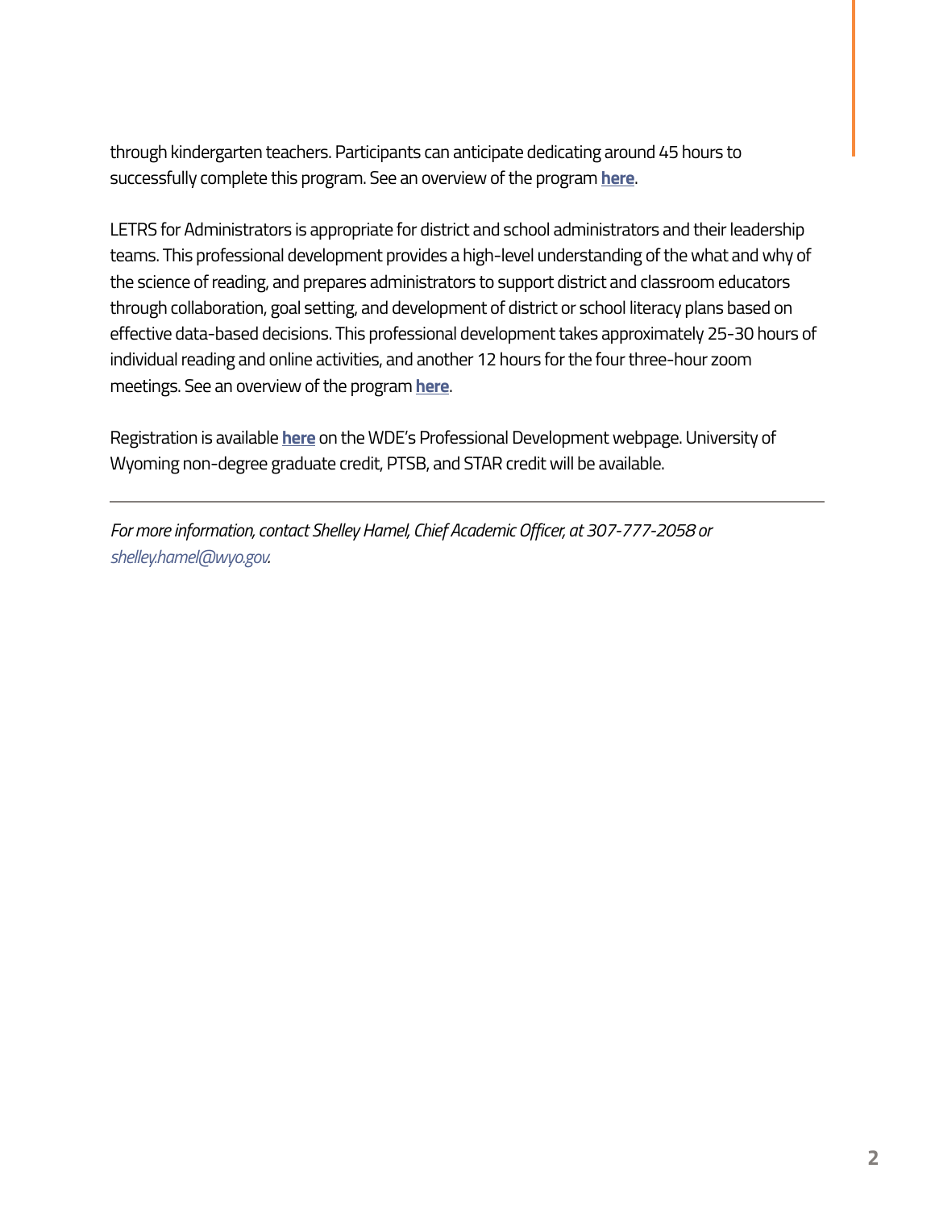through kindergarten teachers. Participants can anticipate dedicating around 45 hours to successfully complete this program. See an overview of the program **here**.

LETRS for Administrators is appropriate for district and school administrators and their leadership teams. This professional development provides a high-level understanding of the what and why of the science of reading, and prepares administrators to support district and classroom educators through collaboration, goal setting, and development of district or school literacy plans based on effective data-based decisions. This professional development takes approximately 25-30 hours of individual reading and online activities, and another 12 hours for the four three-hour zoom meetings. See an overview of the program **here**.

Registration is available **here** on the WDE's Professional Development webpage. University of Wyoming non-degree graduate credit, PTSB, and STAR credit will be available.

---

*For more information, contact Shelley Hamel, Chief Academic Officer, at 307-777-2058 or shelley.hamel@wyo.gov.*